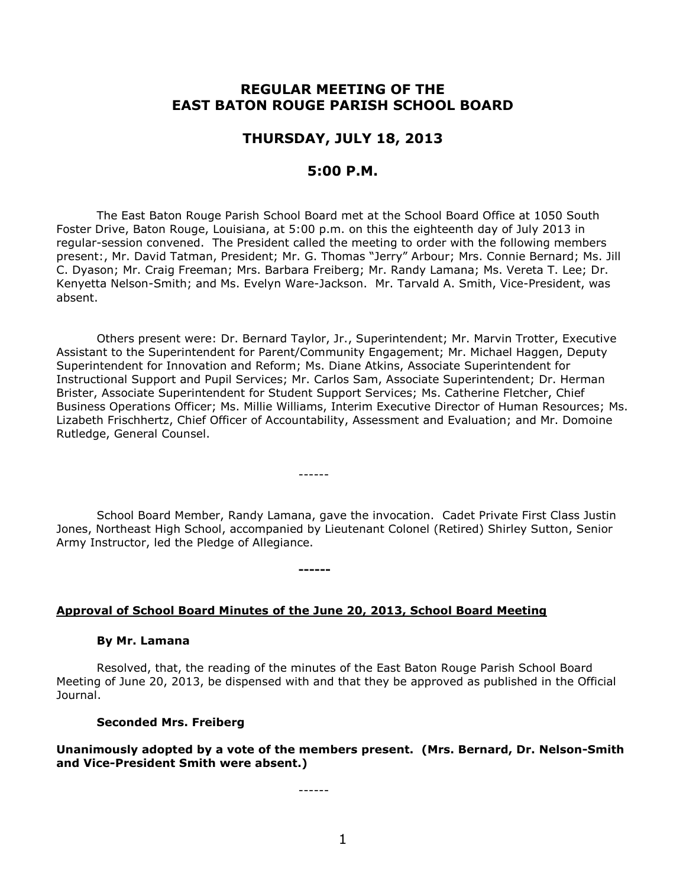# REGULAR MEETING OF THE EAST BATON ROUGE PARISH SCHOOL BOARD

## THURSDAY, JULY 18, 2013

## 5:00 P.M.

The East Baton Rouge Parish School Board met at the School Board Office at 1050 South Foster Drive, Baton Rouge, Louisiana, at 5:00 p.m. on this the eighteenth day of July 2013 in regular-session convened. The President called the meeting to order with the following members present:, Mr. David Tatman, President; Mr. G. Thomas "Jerry" Arbour; Mrs. Connie Bernard; Ms. Jill C. Dyason; Mr. Craig Freeman; Mrs. Barbara Freiberg; Mr. Randy Lamana; Ms. Vereta T. Lee; Dr. Kenyetta Nelson-Smith; and Ms. Evelyn Ware-Jackson. Mr. Tarvald A. Smith, Vice-President, was absent.

Others present were: Dr. Bernard Taylor, Jr., Superintendent; Mr. Marvin Trotter, Executive Assistant to the Superintendent for Parent/Community Engagement; Mr. Michael Haggen, Deputy Superintendent for Innovation and Reform; Ms. Diane Atkins, Associate Superintendent for Instructional Support and Pupil Services; Mr. Carlos Sam, Associate Superintendent; Dr. Herman Brister, Associate Superintendent for Student Support Services; Ms. Catherine Fletcher, Chief Business Operations Officer; Ms. Millie Williams, Interim Executive Director of Human Resources; Ms. Lizabeth Frischhertz, Chief Officer of Accountability, Assessment and Evaluation; and Mr. Domoine Rutledge, General Counsel.

------

School Board Member, Randy Lamana, gave the invocation. Cadet Private First Class Justin Jones, Northeast High School, accompanied by Lieutenant Colonel (Retired) Shirley Sutton, Senior Army Instructor, led the Pledge of Allegiance.

**------**

**Approval of School Board Minutes of the June 20, 2013, School Board Meeting**

**By Mr. Lamana**

Resolved, that, the reading of the minutes of the East Baton Rouge Parish School Board Meeting of June 20, 2013, be dispensed with and that they be approved as published in the Official Journal.

**Seconded Mrs. Freiberg**

**Unanimously adopted by a vote of the members present. (Mrs. Bernard, Dr. Nelson-Smith and Vice-President Smith were absent.)**

------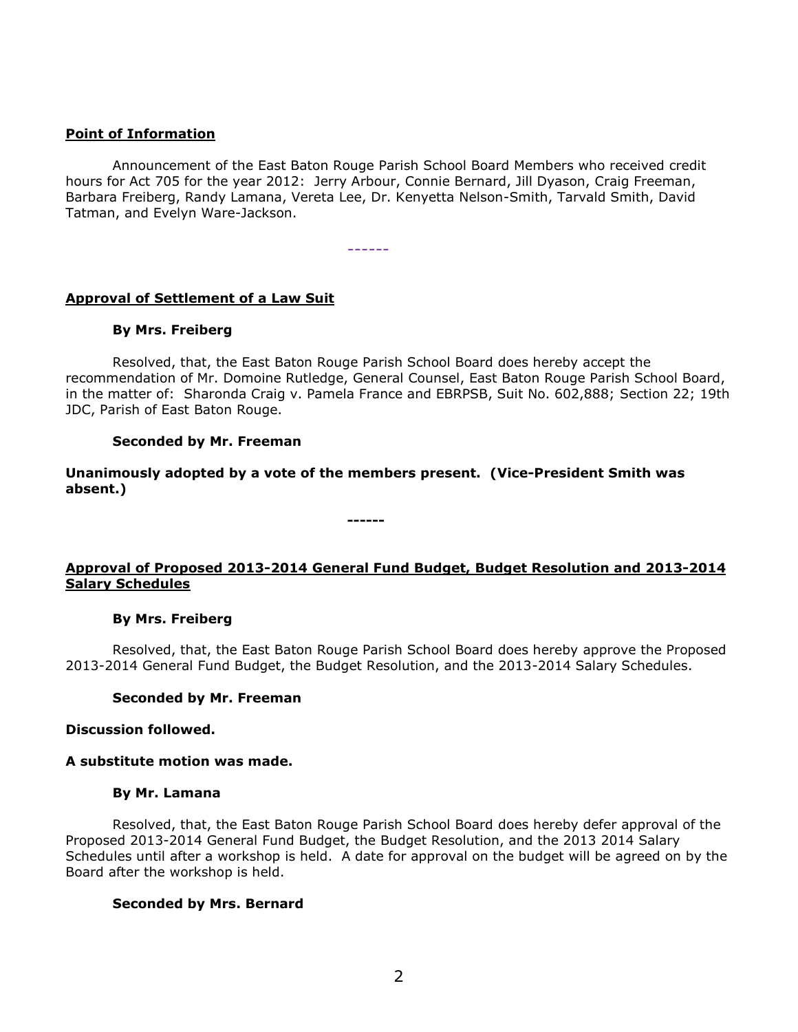**Point of Information**

Announcement of the East Baton Rouge Parish School Board Members who received credit hours for Act 705 for the year 2012: Jerry Arbour, Connie Bernard, Jill Dyason, Craig Freeman, Barbara Freiberg, Randy Lamana, Vereta Lee, Dr. Kenyetta Nelson-Smith, Tarvald Smith, David Tatman, and Evelyn Ware-Jackson.

------

**Approval of Settlement of a Law Suit**

**By Mrs. Freiberg**

Resolved, that, the East Baton Rouge Parish School Board does hereby accept the recommendation of Mr. Domoine Rutledge, General Counsel, East Baton Rouge Parish School Board, in the matter of: Sharonda Craig v. Pamela France and EBRPSB, Suit No. 602,888; Section 22; 19th JDC, Parish of East Baton Rouge.

**Seconded by Mr. Freeman**

**Unanimously adopted by a vote of the members present. (Vice-President Smith was absent.)**

------

**Approval of Proposed 2013-2014 General Fund Budget, Budget Resolution and 2013-2014 Salary Schedules**

**By Mrs. Freiberg**

Resolved, that, the East Baton Rouge Parish School Board does hereby approve the Proposed 2013-2014 General Fund Budget, the Budget Resolution, and the 2013-2014 Salary Schedules.

**Seconded by Mr. Freeman**

**Discussion followed.**

**A substitute motion was made.**

**By Mr. Lamana**

Resolved, that, the East Baton Rouge Parish School Board does hereby defer approval of the Proposed 2013-2014 General Fund Budget, the Budget Resolution, and the 2013 2014 Salary Schedules until after a workshop is held. A date for approval on the budget will be agreed on by the Board after the workshop is held.

**Seconded by Mrs. Bernard**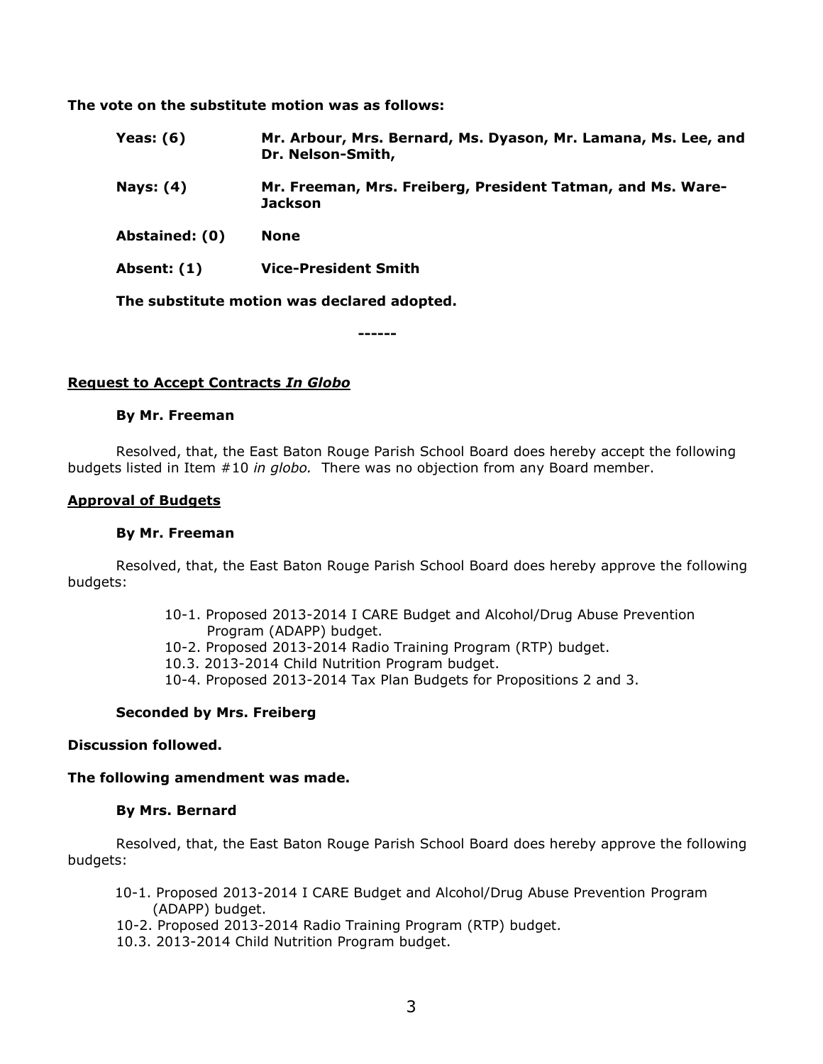**The vote on the substitute motion was as follows:**

| | |
|---|---|
| **Yeas: (6)** | **Mr. Arbour, Mrs. Bernard, Ms. Dyason, Mr. Lamana, Ms. Lee, and Dr. Nelson-Smith,** |
| **Nays: (4)** | **Mr. Freeman, Mrs. Freiberg, President Tatman, and Ms. Ware-Jackson** |
| **Abstained: (0)** | **None** |
| **Absent: (1)** | **Vice-President Smith** |

**The substitute motion was declared adopted.**

------

**Request to Accept Contracts *In Globo***

**By Mr. Freeman**

Resolved, that, the East Baton Rouge Parish School Board does hereby accept the following budgets listed in Item #10 *in globo.* There was no objection from any Board member.

**Approval of Budgets**

**By Mr. Freeman**

Resolved, that, the East Baton Rouge Parish School Board does hereby approve the following budgets:

10-1. Proposed 2013-2014 I CARE Budget and Alcohol/Drug Abuse Prevention Program (ADAPP) budget.
10-2. Proposed 2013-2014 Radio Training Program (RTP) budget.
10.3. 2013-2014 Child Nutrition Program budget.
10-4. Proposed 2013-2014 Tax Plan Budgets for Propositions 2 and 3.

**Seconded by Mrs. Freiberg**

**Discussion followed.**

**The following amendment was made.**

**By Mrs. Bernard**

Resolved, that, the East Baton Rouge Parish School Board does hereby approve the following budgets:

10-1. Proposed 2013-2014 I CARE Budget and Alcohol/Drug Abuse Prevention Program (ADAPP) budget.
10-2. Proposed 2013-2014 Radio Training Program (RTP) budget.
10.3. 2013-2014 Child Nutrition Program budget.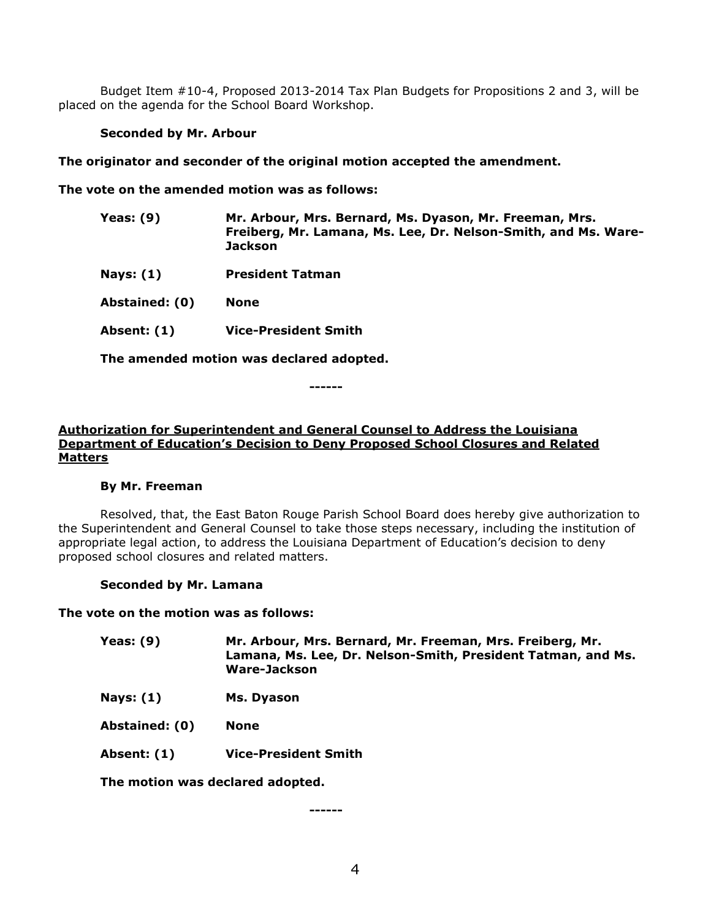Budget Item #10-4, Proposed 2013-2014 Tax Plan Budgets for Propositions 2 and 3, will be placed on the agenda for the School Board Workshop.

**Seconded by Mr. Arbour**

**The originator and seconder of the original motion accepted the amendment.**

**The vote on the amended motion was as follows:**

| | |
|---|---|
| **Yeas: (9)** | **Mr. Arbour, Mrs. Bernard, Ms. Dyason, Mr. Freeman, Mrs. Freiberg, Mr. Lamana, Ms. Lee, Dr. Nelson-Smith, and Ms. Ware-Jackson** |
| **Nays: (1)** | **President Tatman** |
| **Abstained: (0)** | **None** |
| **Absent: (1)** | **Vice-President Smith** |

**The amended motion was declared adopted.**

**------**

**Authorization for Superintendent and General Counsel to Address the Louisiana Department of Education's Decision to Deny Proposed School Closures and Related Matters**

**By Mr. Freeman**

Resolved, that, the East Baton Rouge Parish School Board does hereby give authorization to the Superintendent and General Counsel to take those steps necessary, including the institution of appropriate legal action, to address the Louisiana Department of Education's decision to deny proposed school closures and related matters.

**Seconded by Mr. Lamana**

**The vote on the motion was as follows:**

| | |
|---|---|
| **Yeas: (9)** | **Mr. Arbour, Mrs. Bernard, Mr. Freeman, Mrs. Freiberg, Mr. Lamana, Ms. Lee, Dr. Nelson-Smith, President Tatman, and Ms. Ware-Jackson** |
| **Nays: (1)** | **Ms. Dyason** |
| **Abstained: (0)** | **None** |
| **Absent: (1)** | **Vice-President Smith** |

**The motion was declared adopted.**

**------**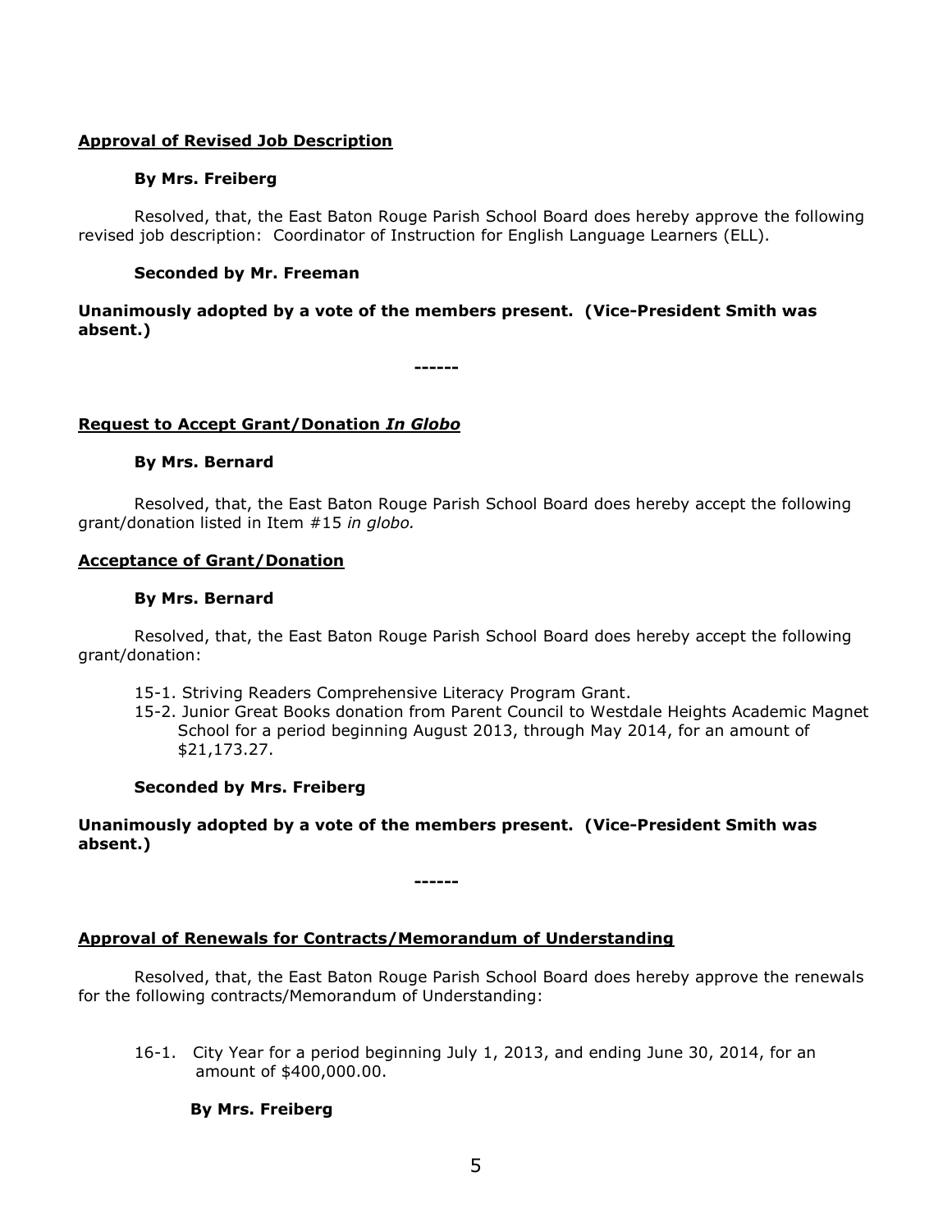**Approval of Revised Job Description**

**By Mrs. Freiberg**

Resolved, that, the East Baton Rouge Parish School Board does hereby approve the following revised job description: Coordinator of Instruction for English Language Learners (ELL).

**Seconded by Mr. Freeman**

**Unanimously adopted by a vote of the members present. (Vice-President Smith was absent.)**

**------**

**Request to Accept Grant/Donation *In Globo***

**By Mrs. Bernard**

Resolved, that, the East Baton Rouge Parish School Board does hereby accept the following grant/donation listed in Item #15 *in globo.*

**Acceptance of Grant/Donation**

**By Mrs. Bernard**

Resolved, that, the East Baton Rouge Parish School Board does hereby accept the following grant/donation:

15-1. Striving Readers Comprehensive Literacy Program Grant.
15-2. Junior Great Books donation from Parent Council to Westdale Heights Academic Magnet School for a period beginning August 2013, through May 2014, for an amount of $21,173.27.

**Seconded by Mrs. Freiberg**

**Unanimously adopted by a vote of the members present. (Vice-President Smith was absent.)**

**------**

**Approval of Renewals for Contracts/Memorandum of Understanding**

Resolved, that, the East Baton Rouge Parish School Board does hereby approve the renewals for the following contracts/Memorandum of Understanding:

16-1. City Year for a period beginning July 1, 2013, and ending June 30, 2014, for an amount of $400,000.00.

**By Mrs. Freiberg**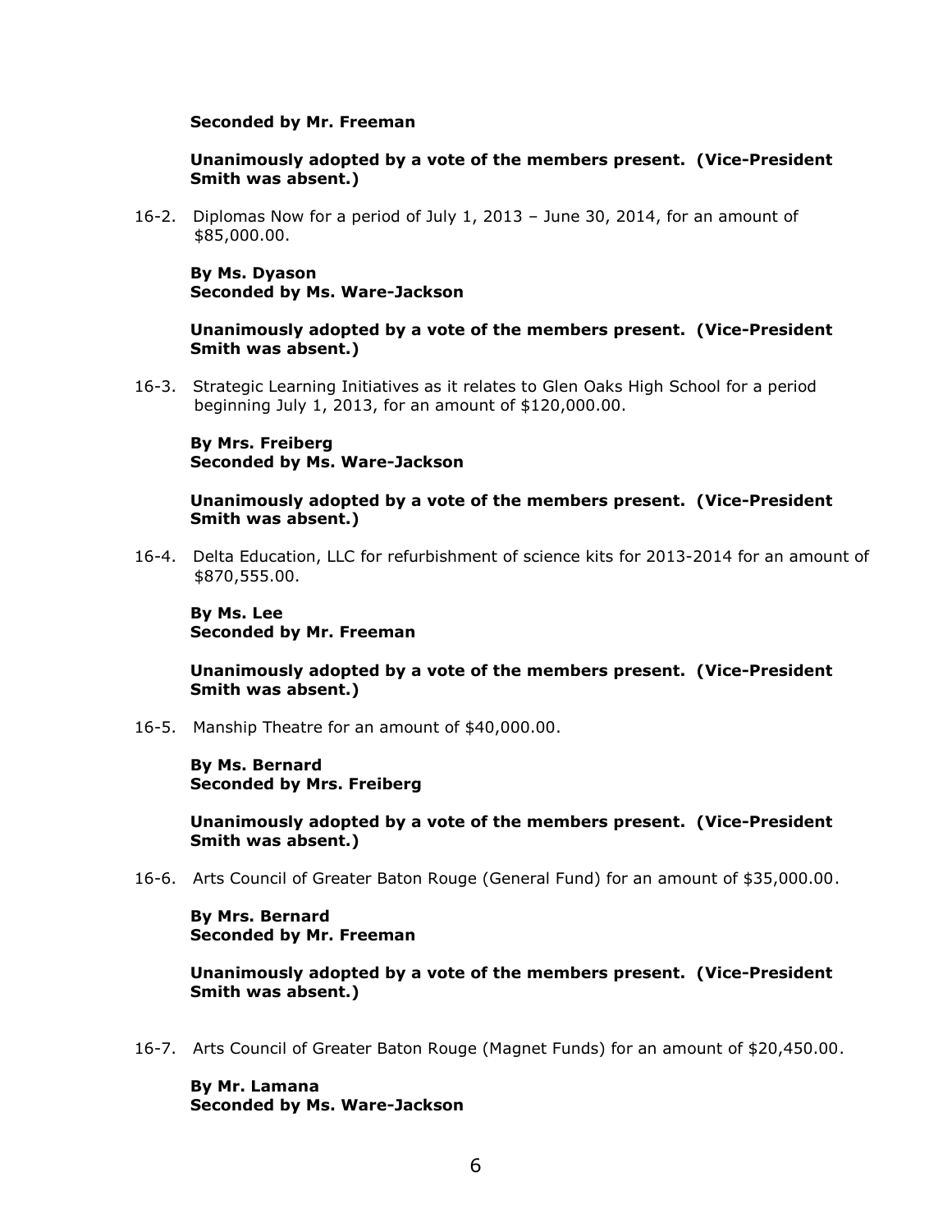**Seconded by Mr. Freeman**

**Unanimously adopted by a vote of the members present. (Vice-President Smith was absent.)**

16-2. Diplomas Now for a period of July 1, 2013 – June 30, 2014, for an amount of $85,000.00.

**By Ms. Dyason**
**Seconded by Ms. Ware-Jackson**

**Unanimously adopted by a vote of the members present. (Vice-President Smith was absent.)**

16-3. Strategic Learning Initiatives as it relates to Glen Oaks High School for a period beginning July 1, 2013, for an amount of $120,000.00.

**By Mrs. Freiberg**
**Seconded by Ms. Ware-Jackson**

**Unanimously adopted by a vote of the members present. (Vice-President Smith was absent.)**

16-4. Delta Education, LLC for refurbishment of science kits for 2013-2014 for an amount of $870,555.00.

**By Ms. Lee**
**Seconded by Mr. Freeman**

**Unanimously adopted by a vote of the members present. (Vice-President Smith was absent.)**

16-5. Manship Theatre for an amount of $40,000.00.

**By Ms. Bernard**
**Seconded by Mrs. Freiberg**

**Unanimously adopted by a vote of the members present. (Vice-President Smith was absent.)**

16-6. Arts Council of Greater Baton Rouge (General Fund) for an amount of $35,000.00.

**By Mrs. Bernard**
**Seconded by Mr. Freeman**

**Unanimously adopted by a vote of the members present. (Vice-President Smith was absent.)**

16-7. Arts Council of Greater Baton Rouge (Magnet Funds) for an amount of $20,450.00.

**By Mr. Lamana**
**Seconded by Ms. Ware-Jackson**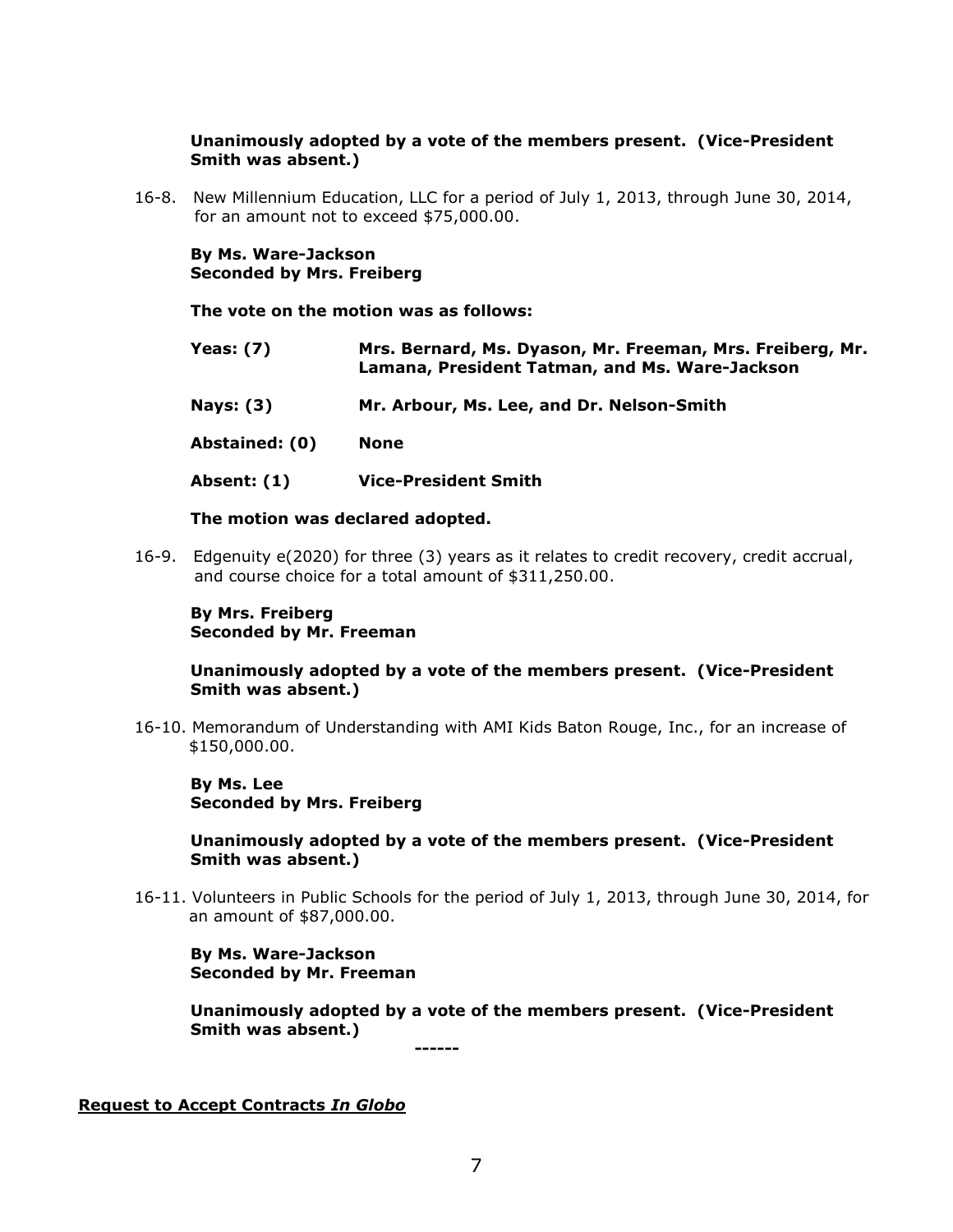**Unanimously adopted by a vote of the members present. (Vice-President Smith was absent.)**

16-8. New Millennium Education, LLC for a period of July 1, 2013, through June 30, 2014, for an amount not to exceed $75,000.00.

**By Ms. Ware-Jackson**
**Seconded by Mrs. Freiberg**

**The vote on the motion was as follows:**

| | |
|---|---|
| **Yeas: (7)** | **Mrs. Bernard, Ms. Dyason, Mr. Freeman, Mrs. Freiberg, Mr. Lamana, President Tatman, and Ms. Ware-Jackson** |
| **Nays: (3)** | **Mr. Arbour, Ms. Lee, and Dr. Nelson-Smith** |
| **Abstained: (0)** | **None** |
| **Absent: (1)** | **Vice-President Smith** |

**The motion was declared adopted.**

16-9. Edgenuity e(2020) for three (3) years as it relates to credit recovery, credit accrual, and course choice for a total amount of $311,250.00.

**By Mrs. Freiberg**
**Seconded by Mr. Freeman**

**Unanimously adopted by a vote of the members present. (Vice-President Smith was absent.)**

16-10. Memorandum of Understanding with AMI Kids Baton Rouge, Inc., for an increase of $150,000.00.

**By Ms. Lee**
**Seconded by Mrs. Freiberg**

**Unanimously adopted by a vote of the members present. (Vice-President Smith was absent.)**

16-11. Volunteers in Public Schools for the period of July 1, 2013, through June 30, 2014, for an amount of $87,000.00.

**By Ms. Ware-Jackson**
**Seconded by Mr. Freeman**

**Unanimously adopted by a vote of the members present. (Vice-President Smith was absent.)**

**------**

**Request to Accept Contracts *In Globo***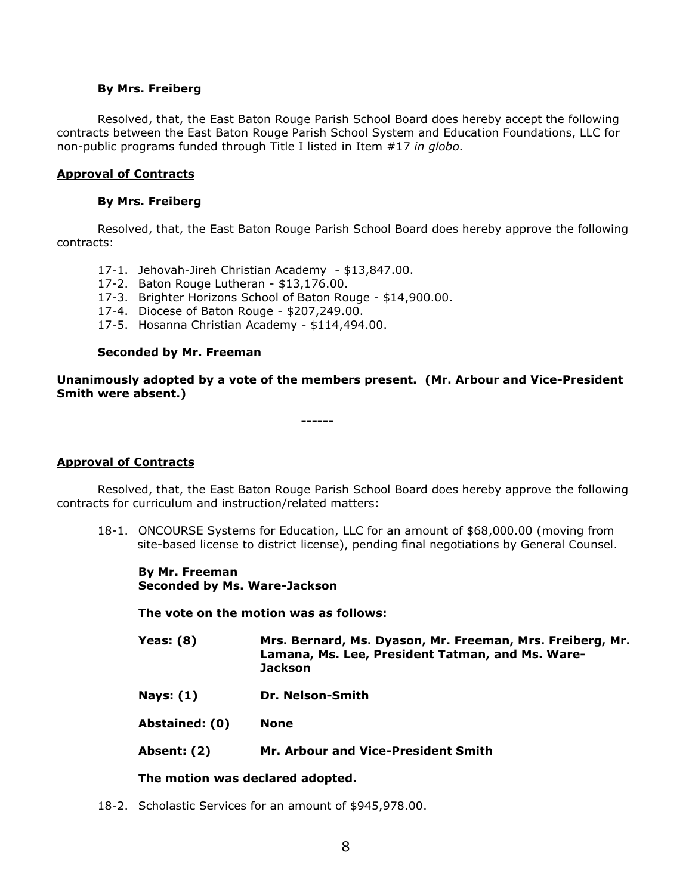**By Mrs. Freiberg**

Resolved, that, the East Baton Rouge Parish School Board does hereby accept the following contracts between the East Baton Rouge Parish School System and Education Foundations, LLC for non-public programs funded through Title I listed in Item #17 *in globo.*

**Approval of Contracts**

**By Mrs. Freiberg**

Resolved, that, the East Baton Rouge Parish School Board does hereby approve the following contracts:

17-1. Jehovah-Jireh Christian Academy - $13,847.00.
17-2. Baton Rouge Lutheran - $13,176.00.
17-3. Brighter Horizons School of Baton Rouge - $14,900.00.
17-4. Diocese of Baton Rouge - $207,249.00.
17-5. Hosanna Christian Academy - $114,494.00.

**Seconded by Mr. Freeman**

**Unanimously adopted by a vote of the members present. (Mr. Arbour and Vice-President Smith were absent.)**

------

**Approval of Contracts**

Resolved, that, the East Baton Rouge Parish School Board does hereby approve the following contracts for curriculum and instruction/related matters:

18-1. ONCOURSE Systems for Education, LLC for an amount of $68,000.00 (moving from site-based license to district license), pending final negotiations by General Counsel.

**By Mr. Freeman**
**Seconded by Ms. Ware-Jackson**

**The vote on the motion was as follows:**

**Yeas: (8)** **Mrs. Bernard, Ms. Dyason, Mr. Freeman, Mrs. Freiberg, Mr. Lamana, Ms. Lee, President Tatman, and Ms. Ware-Jackson**

**Nays: (1)** **Dr. Nelson-Smith**

**Abstained: (0)** **None**

**Absent: (2)** **Mr. Arbour and Vice-President Smith**

**The motion was declared adopted.**

18-2. Scholastic Services for an amount of $945,978.00.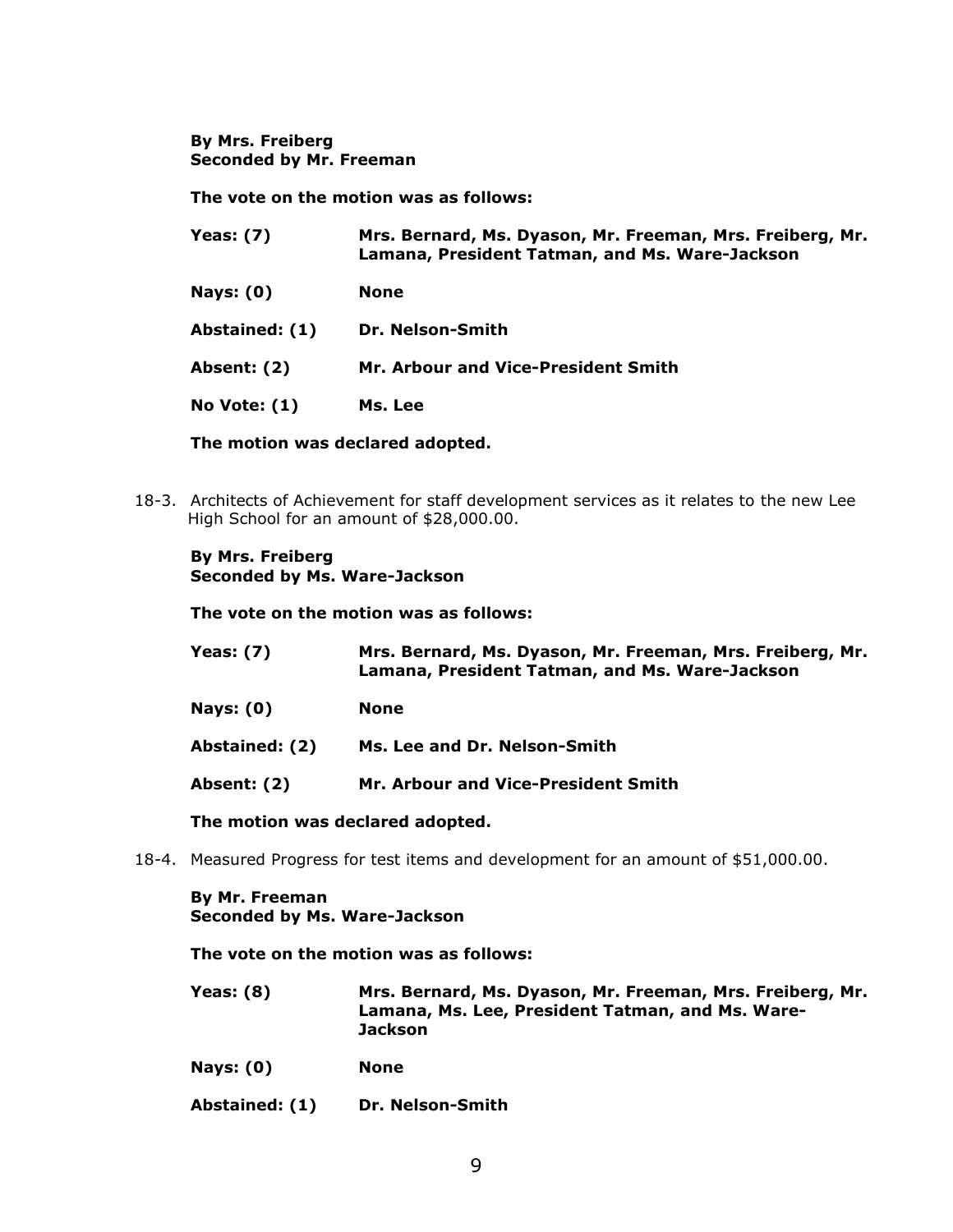**By Mrs. Freiberg**
**Seconded by Mr. Freeman**

**The vote on the motion was as follows:**

**Yeas: (7)** **Mrs. Bernard, Ms. Dyason, Mr. Freeman, Mrs. Freiberg, Mr. Lamana, President Tatman, and Ms. Ware-Jackson**

**Nays: (0)** **None**

**Abstained: (1)** **Dr. Nelson-Smith**

**Absent: (2)** **Mr. Arbour and Vice-President Smith**

**No Vote: (1)** **Ms. Lee**

**The motion was declared adopted.**

18-3. Architects of Achievement for staff development services as it relates to the new Lee High School for an amount of $28,000.00.

**By Mrs. Freiberg**
**Seconded by Ms. Ware-Jackson**

**The vote on the motion was as follows:**

**Yeas: (7)** **Mrs. Bernard, Ms. Dyason, Mr. Freeman, Mrs. Freiberg, Mr. Lamana, President Tatman, and Ms. Ware-Jackson**

**Nays: (0)** **None**

**Abstained: (2)** **Ms. Lee and Dr. Nelson-Smith**

**Absent: (2)** **Mr. Arbour and Vice-President Smith**

**The motion was declared adopted.**

18-4. Measured Progress for test items and development for an amount of $51,000.00.

**By Mr. Freeman**
**Seconded by Ms. Ware-Jackson**

**The vote on the motion was as follows:**

**Yeas: (8)** **Mrs. Bernard, Ms. Dyason, Mr. Freeman, Mrs. Freiberg, Mr. Lamana, Ms. Lee, President Tatman, and Ms. Ware-Jackson**

**Nays: (0)** **None**

**Abstained: (1)** **Dr. Nelson-Smith**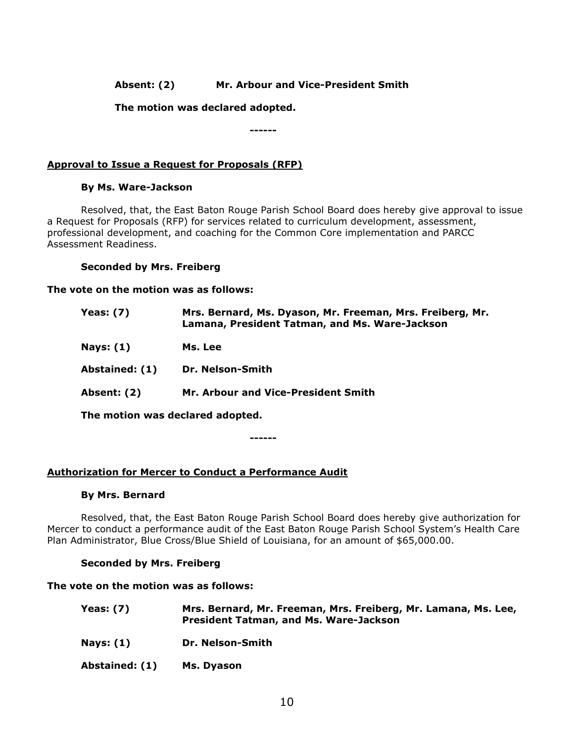**Absent: (2)** **Mr. Arbour and Vice-President Smith**

**The motion was declared adopted.**

**------**

**Approval to Issue a Request for Proposals (RFP)**

**By Ms. Ware-Jackson**

Resolved, that, the East Baton Rouge Parish School Board does hereby give approval to issue a Request for Proposals (RFP) for services related to curriculum development, assessment, professional development, and coaching for the Common Core implementation and PARCC Assessment Readiness.

**Seconded by Mrs. Freiberg**

**The vote on the motion was as follows:**

**Yeas: (7)** **Mrs. Bernard, Ms. Dyason, Mr. Freeman, Mrs. Freiberg, Mr. Lamana, President Tatman, and Ms. Ware-Jackson**

**Nays: (1)** **Ms. Lee**

**Abstained: (1)** **Dr. Nelson-Smith**

**Absent: (2)** **Mr. Arbour and Vice-President Smith**

**The motion was declared adopted.**

**------**

**Authorization for Mercer to Conduct a Performance Audit**

**By Mrs. Bernard**

Resolved, that, the East Baton Rouge Parish School Board does hereby give authorization for Mercer to conduct a performance audit of the East Baton Rouge Parish School System's Health Care Plan Administrator, Blue Cross/Blue Shield of Louisiana, for an amount of $65,000.00.

**Seconded by Mrs. Freiberg**

**The vote on the motion was as follows:**

**Yeas: (7)** **Mrs. Bernard, Mr. Freeman, Mrs. Freiberg, Mr. Lamana, Ms. Lee, President Tatman, and Ms. Ware-Jackson**

**Nays: (1)** **Dr. Nelson-Smith**

**Abstained: (1)** **Ms. Dyason**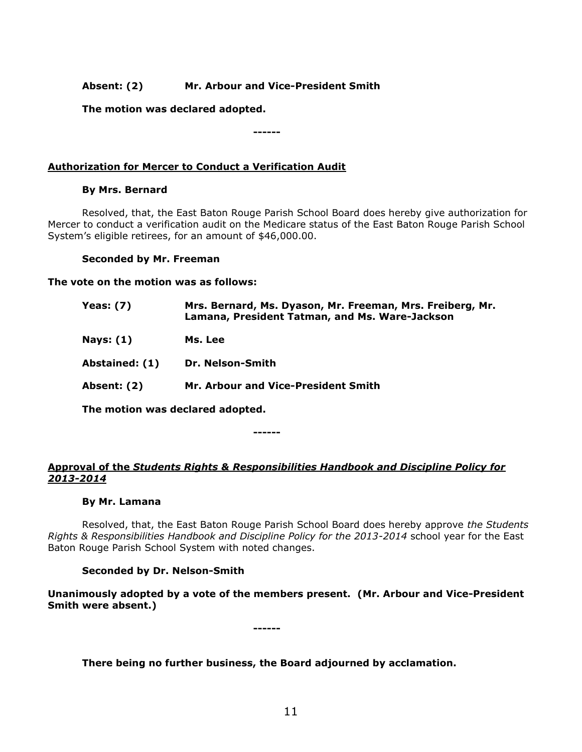**Absent: (2) Mr. Arbour and Vice-President Smith**

**The motion was declared adopted.**

**------**

**Authorization for Mercer to Conduct a Verification Audit**

**By Mrs. Bernard**

Resolved, that, the East Baton Rouge Parish School Board does hereby give authorization for Mercer to conduct a verification audit on the Medicare status of the East Baton Rouge Parish School System's eligible retirees, for an amount of $46,000.00.

**Seconded by Mr. Freeman**

**The vote on the motion was as follows:**

**Yeas: (7) Mrs. Bernard, Ms. Dyason, Mr. Freeman, Mrs. Freiberg, Mr. Lamana, President Tatman, and Ms. Ware-Jackson**

**Nays: (1) Ms. Lee**

**Abstained: (1) Dr. Nelson-Smith**

**Absent: (2) Mr. Arbour and Vice-President Smith**

**The motion was declared adopted.**

**------**

**Approval of the *Students Rights & Responsibilities Handbook and Discipline Policy for 2013-2014***

**By Mr. Lamana**

Resolved, that, the East Baton Rouge Parish School Board does hereby approve *the Students Rights & Responsibilities Handbook and Discipline Policy for the 2013-2014* school year for the East Baton Rouge Parish School System with noted changes.

**Seconded by Dr. Nelson-Smith**

**Unanimously adopted by a vote of the members present. (Mr. Arbour and Vice-President Smith were absent.)**

**------**

**There being no further business, the Board adjourned by acclamation.**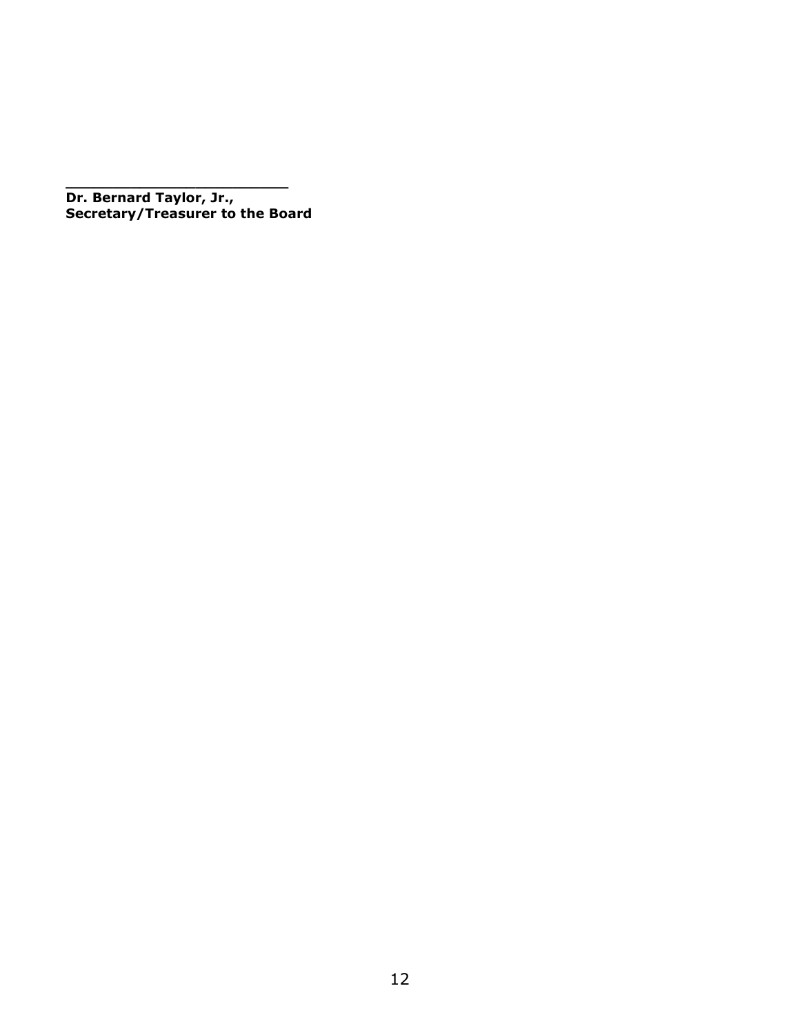\_\_\_\_\_\_\_\_\_\_\_\_\_\_\_\_\_\_\_\_\_\_\_\_\_\_

**Dr. Bernard Taylor, Jr.,**
**Secretary/Treasurer to the Board**